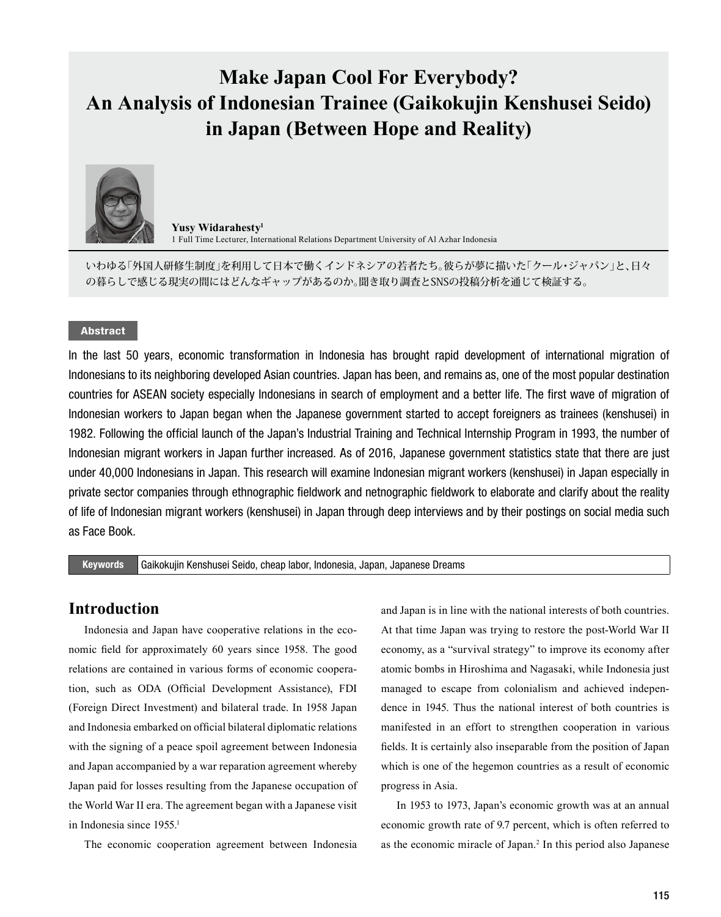# Make Japan Cool For Everybody? An Analysis of Indonesian Trainee (Gaikokujin Kenshusei Seido) in Japan (Between Hope and Reality)

**Yusy Widarahesty**[1]

1 Full Time Lecturer, International Relations Department University of Al Azhar Indonesia

いわゆる「外国人研修生制度」を利用して日本で働くインドネシアの若者たち。彼らが夢に描いた「クール・ジャパン」と、日々の暮らしで感じる現実の間にはどんなギャップがあるのか。聞き取り調査とSNSの投稿分析を通じて検証する。

**Abstract**

In the last 50 years, economic transformation in Indonesia has brought rapid development of international migration of Indonesians to its neighboring developed Asian countries. Japan has been, and remains as, one of the most popular destination countries for ASEAN society especially Indonesians in search of employment and a better life. The first wave of migration of Indonesian workers to Japan began when the Japanese government started to accept foreigners as trainees (kenshusei) in 1982. Following the official launch of the Japan's Industrial Training and Technical Internship Program in 1993, the number of Indonesian migrant workers in Japan further increased. As of 2016, Japanese government statistics state that there are just under 40,000 Indonesians in Japan. This research will examine Indonesian migrant workers (kenshusei) in Japan especially in private sector companies through ethnographic fieldwork and netnographic fieldwork to elaborate and clarify about the reality of life of Indonesian migrant workers (kenshusei) in Japan through deep interviews and by their postings on social media such as Face Book.

**Keywords** Gaikokujin Kenshusei Seido, cheap labor, Indonesia, Japan, Japanese Dreams

## Introduction

Indonesia and Japan have cooperative relations in the economic field for approximately 60 years since 1958. The good relations are contained in various forms of economic cooperation, such as ODA (Official Development Assistance), FDI (Foreign Direct Investment) and bilateral trade. In 1958 Japan and Indonesia embarked on official bilateral diplomatic relations with the signing of a peace spoil agreement between Indonesia and Japan accompanied by a war reparation agreement whereby Japan paid for losses resulting from the Japanese occupation of the World War II era. The agreement began with a Japanese visit in Indonesia since 1955.[1]

The economic cooperation agreement between Indonesia and Japan is in line with the national interests of both countries. At that time Japan was trying to restore the post-World War II economy, as a "survival strategy" to improve its economy after atomic bombs in Hiroshima and Nagasaki, while Indonesia just managed to escape from colonialism and achieved independence in 1945. Thus the national interest of both countries is manifested in an effort to strengthen cooperation in various fields. It is certainly also inseparable from the position of Japan which is one of the hegemon countries as a result of economic progress in Asia.

In 1953 to 1973, Japan's economic growth was at an annual economic growth rate of 9.7 percent, which is often referred to as the economic miracle of Japan.[2] In this period also Japanese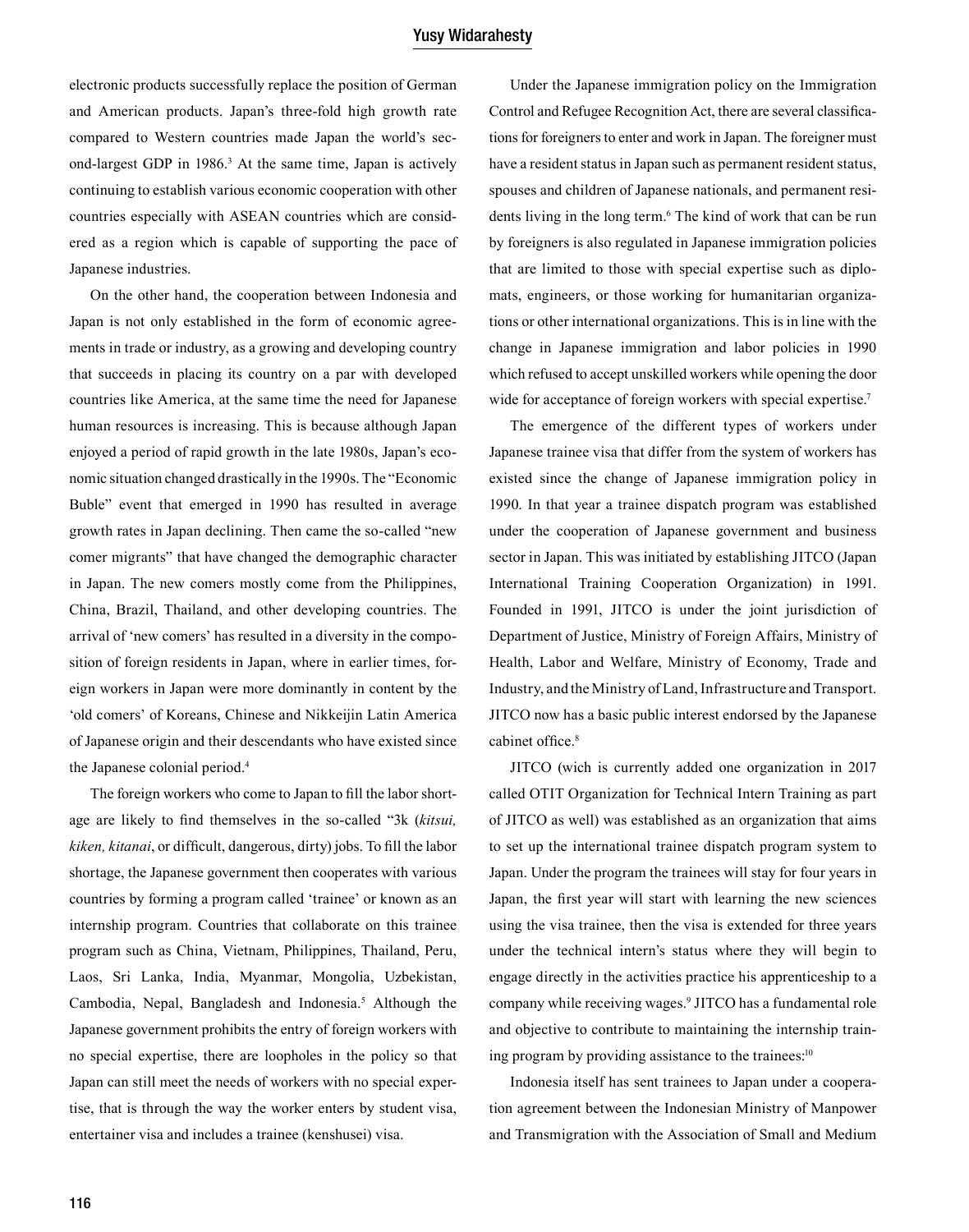electronic products successfully replace the position of German and American products. Japan's three-fold high growth rate compared to Western countries made Japan the world's second-largest GDP in 1986.[3] At the same time, Japan is actively continuing to establish various economic cooperation with other countries especially with ASEAN countries which are considered as a region which is capable of supporting the pace of Japanese industries.

On the other hand, the cooperation between Indonesia and Japan is not only established in the form of economic agreements in trade or industry, as a growing and developing country that succeeds in placing its country on a par with developed countries like America, at the same time the need for Japanese human resources is increasing. This is because although Japan enjoyed a period of rapid growth in the late 1980s, Japan's economic situation changed drastically in the 1990s. The "Economic Buble" event that emerged in 1990 has resulted in average growth rates in Japan declining. Then came the so-called "new comer migrants" that have changed the demographic character in Japan. The new comers mostly come from the Philippines, China, Brazil, Thailand, and other developing countries. The arrival of 'new comers' has resulted in a diversity in the composition of foreign residents in Japan, where in earlier times, foreign workers in Japan were more dominantly in content by the 'old comers' of Koreans, Chinese and Nikkeijin Latin America of Japanese origin and their descendants who have existed since the Japanese colonial period.[4]

The foreign workers who come to Japan to fill the labor shortage are likely to find themselves in the so-called "3k (*kitsui, kiken, kitanai*, or difficult, dangerous, dirty) jobs. To fill the labor shortage, the Japanese government then cooperates with various countries by forming a program called 'trainee' or known as an internship program. Countries that collaborate on this trainee program such as China, Vietnam, Philippines, Thailand, Peru, Laos, Sri Lanka, India, Myanmar, Mongolia, Uzbekistan, Cambodia, Nepal, Bangladesh and Indonesia.[5] Although the Japanese government prohibits the entry of foreign workers with no special expertise, there are loopholes in the policy so that Japan can still meet the needs of workers with no special expertise, that is through the way the worker enters by student visa, entertainer visa and includes a trainee (kenshusei) visa.

Under the Japanese immigration policy on the Immigration Control and Refugee Recognition Act, there are several classifications for foreigners to enter and work in Japan. The foreigner must have a resident status in Japan such as permanent resident status, spouses and children of Japanese nationals, and permanent residents living in the long term.[6] The kind of work that can be run by foreigners is also regulated in Japanese immigration policies that are limited to those with special expertise such as diplomats, engineers, or those working for humanitarian organizations or other international organizations. This is in line with the change in Japanese immigration and labor policies in 1990 which refused to accept unskilled workers while opening the door wide for acceptance of foreign workers with special expertise.[7]

The emergence of the different types of workers under Japanese trainee visa that differ from the system of workers has existed since the change of Japanese immigration policy in 1990. In that year a trainee dispatch program was established under the cooperation of Japanese government and business sector in Japan. This was initiated by establishing JITCO (Japan International Training Cooperation Organization) in 1991. Founded in 1991, JITCO is under the joint jurisdiction of Department of Justice, Ministry of Foreign Affairs, Ministry of Health, Labor and Welfare, Ministry of Economy, Trade and Industry, and the Ministry of Land, Infrastructure and Transport. JITCO now has a basic public interest endorsed by the Japanese cabinet office.[8]

JITCO (wich is currently added one organization in 2017 called OTIT Organization for Technical Intern Training as part of JITCO as well) was established as an organization that aims to set up the international trainee dispatch program system to Japan. Under the program the trainees will stay for four years in Japan, the first year will start with learning the new sciences using the visa trainee, then the visa is extended for three years under the technical intern's status where they will begin to engage directly in the activities practice his apprenticeship to a company while receiving wages.[9] JITCO has a fundamental role and objective to contribute to maintaining the internship training program by providing assistance to the trainees:[10]

Indonesia itself has sent trainees to Japan under a cooperation agreement between the Indonesian Ministry of Manpower and Transmigration with the Association of Small and Medium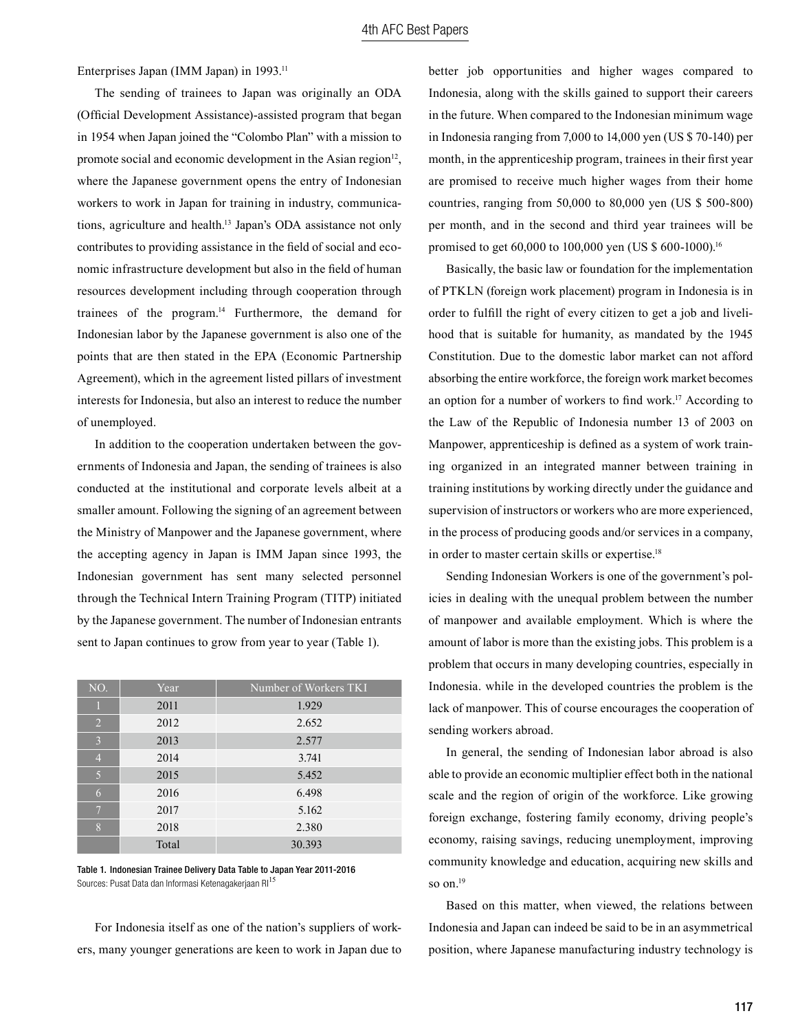Enterprises Japan (IMM Japan) in 1993.[11]

The sending of trainees to Japan was originally an ODA (Official Development Assistance)-assisted program that began in 1954 when Japan joined the "Colombo Plan" with a mission to promote social and economic development in the Asian region[12], where the Japanese government opens the entry of Indonesian workers to work in Japan for training in industry, communications, agriculture and health.[13] Japan's ODA assistance not only contributes to providing assistance in the field of social and economic infrastructure development but also in the field of human resources development including through cooperation through trainees of the program.[14] Furthermore, the demand for Indonesian labor by the Japanese government is also one of the points that are then stated in the EPA (Economic Partnership Agreement), which in the agreement listed pillars of investment interests for Indonesia, but also an interest to reduce the number of unemployed.

In addition to the cooperation undertaken between the governments of Indonesia and Japan, the sending of trainees is also conducted at the institutional and corporate levels albeit at a smaller amount. Following the signing of an agreement between the Ministry of Manpower and the Japanese government, where the accepting agency in Japan is IMM Japan since 1993, the Indonesian government has sent many selected personnel through the Technical Intern Training Program (TITP) initiated by the Japanese government. The number of Indonesian entrants sent to Japan continues to grow from year to year (Table 1).

| NO. | Year | Number of Workers TKI |
|---|---|---|
| 1 | 2011 | 1.929 |
| 2 | 2012 | 2.652 |
| 3 | 2013 | 2.577 |
| 4 | 2014 | 3.741 |
| 5 | 2015 | 5.452 |
| 6 | 2016 | 6.498 |
| 7 | 2017 | 5.162 |
| 8 | 2018 | 2.380 |
| | Total | 30.393 |

**Table 1. Indonesian Trainee Delivery Data Table to Japan Year 2011-2016**
Sources: Pusat Data dan Informasi Ketenagakerjaan RI[15]

For Indonesia itself as one of the nation's suppliers of workers, many younger generations are keen to work in Japan due to better job opportunities and higher wages compared to Indonesia, along with the skills gained to support their careers in the future. When compared to the Indonesian minimum wage in Indonesia ranging from 7,000 to 14,000 yen (US $ 70-140) per month, in the apprenticeship program, trainees in their first year are promised to receive much higher wages from their home countries, ranging from 50,000 to 80,000 yen (US $ 500-800) per month, and in the second and third year trainees will be promised to get 60,000 to 100,000 yen (US $ 600-1000).[16]

Basically, the basic law or foundation for the implementation of PTKLN (foreign work placement) program in Indonesia is in order to fulfill the right of every citizen to get a job and livelihood that is suitable for humanity, as mandated by the 1945 Constitution. Due to the domestic labor market can not afford absorbing the entire workforce, the foreign work market becomes an option for a number of workers to find work.[17] According to the Law of the Republic of Indonesia number 13 of 2003 on Manpower, apprenticeship is defined as a system of work training organized in an integrated manner between training in training institutions by working directly under the guidance and supervision of instructors or workers who are more experienced, in the process of producing goods and/or services in a company, in order to master certain skills or expertise.[18]

Sending Indonesian Workers is one of the government's policies in dealing with the unequal problem between the number of manpower and available employment. Which is where the amount of labor is more than the existing jobs. This problem is a problem that occurs in many developing countries, especially in Indonesia. while in the developed countries the problem is the lack of manpower. This of course encourages the cooperation of sending workers abroad.

In general, the sending of Indonesian labor abroad is also able to provide an economic multiplier effect both in the national scale and the region of origin of the workforce. Like growing foreign exchange, fostering family economy, driving people's economy, raising savings, reducing unemployment, improving community knowledge and education, acquiring new skills and so on.[19]

Based on this matter, when viewed, the relations between Indonesia and Japan can indeed be said to be in an asymmetrical position, where Japanese manufacturing industry technology is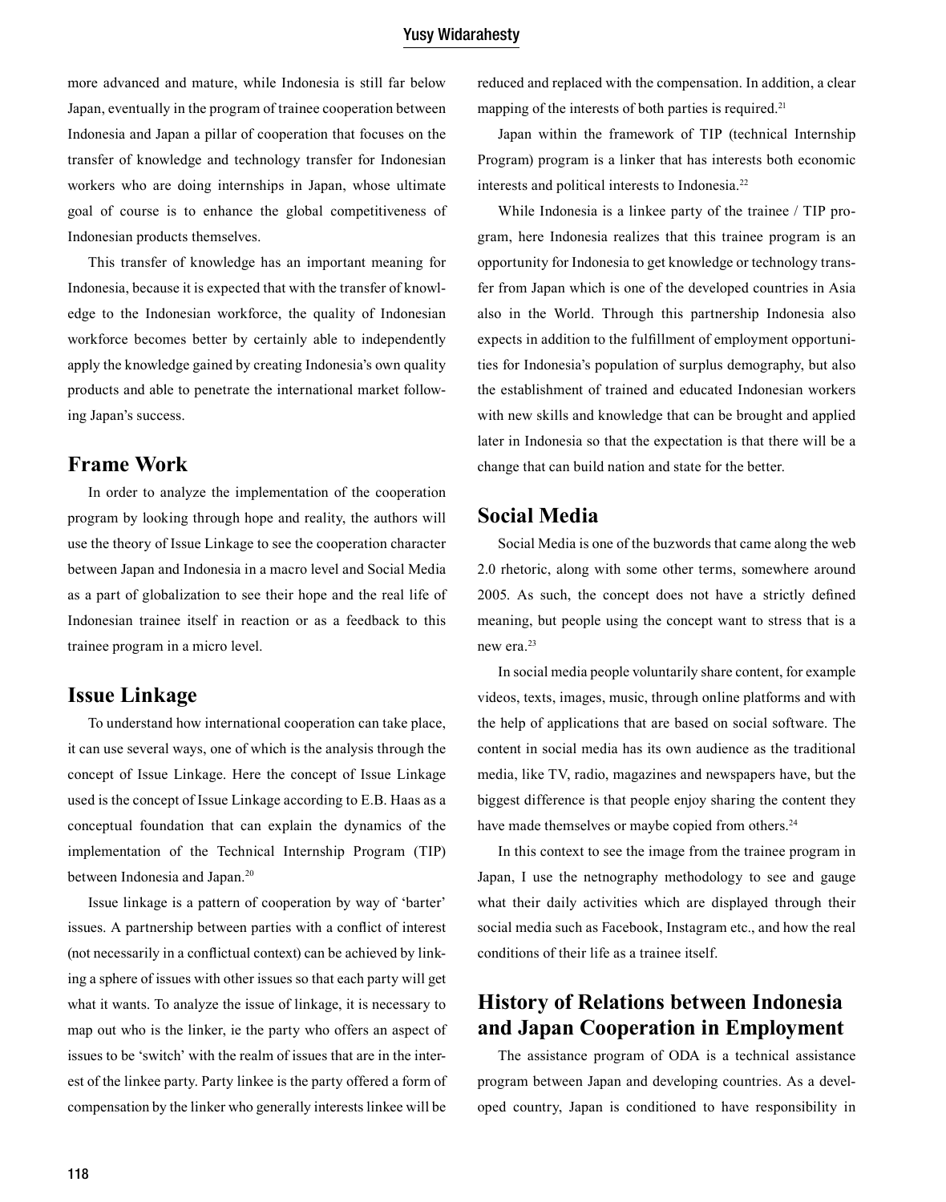more advanced and mature, while Indonesia is still far below Japan, eventually in the program of trainee cooperation between Indonesia and Japan a pillar of cooperation that focuses on the transfer of knowledge and technology transfer for Indonesian workers who are doing internships in Japan, whose ultimate goal of course is to enhance the global competitiveness of Indonesian products themselves.

This transfer of knowledge has an important meaning for Indonesia, because it is expected that with the transfer of knowledge to the Indonesian workforce, the quality of Indonesian workforce becomes better by certainly able to independently apply the knowledge gained by creating Indonesia's own quality products and able to penetrate the international market following Japan's success.

## Frame Work

In order to analyze the implementation of the cooperation program by looking through hope and reality, the authors will use the theory of Issue Linkage to see the cooperation character between Japan and Indonesia in a macro level and Social Media as a part of globalization to see their hope and the real life of Indonesian trainee itself in reaction or as a feedback to this trainee program in a micro level.

## Issue Linkage

To understand how international cooperation can take place, it can use several ways, one of which is the analysis through the concept of Issue Linkage. Here the concept of Issue Linkage used is the concept of Issue Linkage according to E.B. Haas as a conceptual foundation that can explain the dynamics of the implementation of the Technical Internship Program (TIP) between Indonesia and Japan.[20]

Issue linkage is a pattern of cooperation by way of 'barter' issues. A partnership between parties with a conflict of interest (not necessarily in a conflictual context) can be achieved by linking a sphere of issues with other issues so that each party will get what it wants. To analyze the issue of linkage, it is necessary to map out who is the linker, ie the party who offers an aspect of issues to be 'switch' with the realm of issues that are in the interest of the linkee party. Party linkee is the party offered a form of compensation by the linker who generally interests linkee will be reduced and replaced with the compensation. In addition, a clear mapping of the interests of both parties is required.[21]

Japan within the framework of TIP (technical Internship Program) program is a linker that has interests both economic interests and political interests to Indonesia.[22]

While Indonesia is a linkee party of the trainee / TIP program, here Indonesia realizes that this trainee program is an opportunity for Indonesia to get knowledge or technology transfer from Japan which is one of the developed countries in Asia also in the World. Through this partnership Indonesia also expects in addition to the fulfillment of employment opportunities for Indonesia's population of surplus demography, but also the establishment of trained and educated Indonesian workers with new skills and knowledge that can be brought and applied later in Indonesia so that the expectation is that there will be a change that can build nation and state for the better.

## Social Media

Social Media is one of the buzwords that came along the web 2.0 rhetoric, along with some other terms, somewhere around 2005. As such, the concept does not have a strictly defined meaning, but people using the concept want to stress that is a new era.[23]

In social media people voluntarily share content, for example videos, texts, images, music, through online platforms and with the help of applications that are based on social software. The content in social media has its own audience as the traditional media, like TV, radio, magazines and newspapers have, but the biggest difference is that people enjoy sharing the content they have made themselves or maybe copied from others.[24]

In this context to see the image from the trainee program in Japan, I use the netnography methodology to see and gauge what their daily activities which are displayed through their social media such as Facebook, Instagram etc., and how the real conditions of their life as a trainee itself.

## History of Relations between Indonesia and Japan Cooperation in Employment

The assistance program of ODA is a technical assistance program between Japan and developing countries. As a developed country, Japan is conditioned to have responsibility in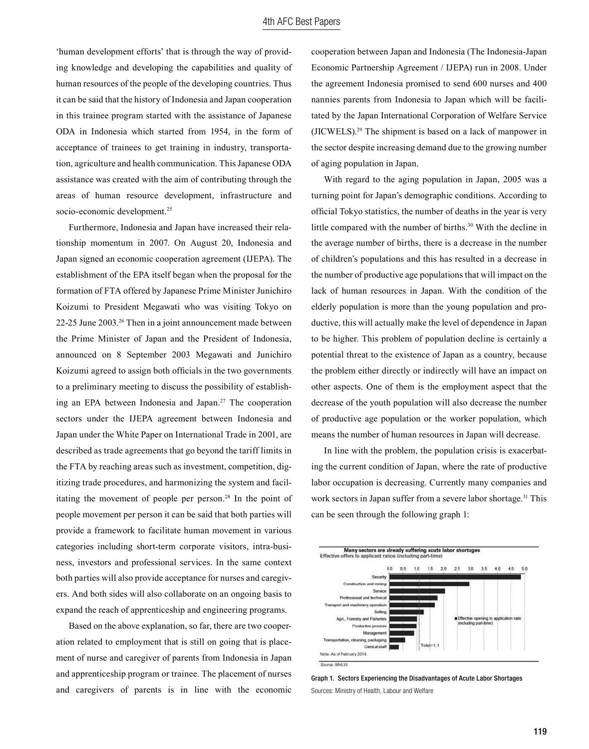'human development efforts' that is through the way of providing knowledge and developing the capabilities and quality of human resources of the people of the developing countries. Thus it can be said that the history of Indonesia and Japan cooperation in this trainee program started with the assistance of Japanese ODA in Indonesia which started from 1954, in the form of acceptance of trainees to get training in industry, transportation, agriculture and health communication. This Japanese ODA assistance was created with the aim of contributing through the areas of human resource development, infrastructure and socio-economic development.[25]

Furthermore, Indonesia and Japan have increased their relationship momentum in 2007. On August 20, Indonesia and Japan signed an economic cooperation agreement (IJEPA). The establishment of the EPA itself began when the proposal for the formation of FTA offered by Japanese Prime Minister Junichiro Koizumi to President Megawati who was visiting Tokyo on 22-25 June 2003.[26] Then in a joint announcement made between the Prime Minister of Japan and the President of Indonesia, announced on 8 September 2003 Megawati and Junichiro Koizumi agreed to assign both officials in the two governments to a preliminary meeting to discuss the possibility of establishing an EPA between Indonesia and Japan.[27] The cooperation sectors under the IJEPA agreement between Indonesia and Japan under the White Paper on International Trade in 2001, are described as trade agreements that go beyond the tariff limits in the FTA by reaching areas such as investment, competition, digitizing trade procedures, and harmonizing the system and facilitating the movement of people per person.[28] In the point of people movement per person it can be said that both parties will provide a framework to facilitate human movement in various categories including short-term corporate visitors, intra-business, investors and professional services. In the same context both parties will also provide acceptance for nurses and caregivers. And both sides will also collaborate on an ongoing basis to expand the reach of apprenticeship and engineering programs.

Based on the above explanation, so far, there are two cooperation related to employment that is still on going that is placement of nurse and caregiver of parents from Indonesia in Japan and apprenticeship program or trainee. The placement of nurses and caregivers of parents is in line with the economic cooperation between Japan and Indonesia (The Indonesia-Japan Economic Partnership Agreement / IJEPA) run in 2008. Under the agreement Indonesia promised to send 600 nurses and 400 nannies parents from Indonesia to Japan which will be facilitated by the Japan International Corporation of Welfare Service (JICWELS).[29] The shipment is based on a lack of manpower in the sector despite increasing demand due to the growing number of aging population in Japan.

With regard to the aging population in Japan, 2005 was a turning point for Japan's demographic conditions. According to official Tokyo statistics, the number of deaths in the year is very little compared with the number of births.[30] With the decline in the average number of births, there is a decrease in the number of children's populations and this has resulted in a decrease in the number of productive age populations that will impact on the lack of human resources in Japan. With the condition of the elderly population is more than the young population and productive, this will actually make the level of dependence in Japan to be higher. This problem of population decline is certainly a potential threat to the existence of Japan as a country, because the problem either directly or indirectly will have an impact on other aspects. One of them is the employment aspect that the decrease of the youth population will also decrease the number of productive age population or the worker population, which means the number of human resources in Japan will decrease.

In line with the problem, the population crisis is exacerbating the current condition of Japan, where the rate of productive labor occupation is decreasing. Currently many companies and work sectors in Japan suffer from a severe labor shortage.[31] This can be seen through the following graph 1:

Graph 1. Sectors Experiencing the Disadvantages of Acute Labor Shortages
Sources: Ministry of Health, Labour and Welfare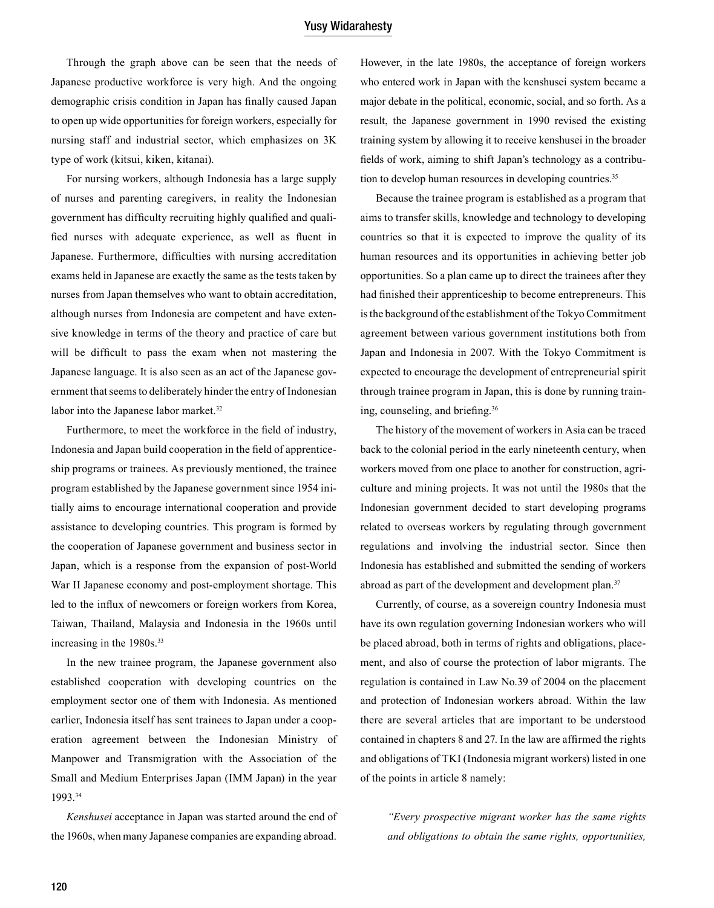Through the graph above can be seen that the needs of Japanese productive workforce is very high. And the ongoing demographic crisis condition in Japan has finally caused Japan to open up wide opportunities for foreign workers, especially for nursing staff and industrial sector, which emphasizes on 3K type of work (kitsui, kiken, kitanai).

For nursing workers, although Indonesia has a large supply of nurses and parenting caregivers, in reality the Indonesian government has difficulty recruiting highly qualified and qualified nurses with adequate experience, as well as fluent in Japanese. Furthermore, difficulties with nursing accreditation exams held in Japanese are exactly the same as the tests taken by nurses from Japan themselves who want to obtain accreditation, although nurses from Indonesia are competent and have extensive knowledge in terms of the theory and practice of care but will be difficult to pass the exam when not mastering the Japanese language. It is also seen as an act of the Japanese government that seems to deliberately hinder the entry of Indonesian labor into the Japanese labor market.[32]

Furthermore, to meet the workforce in the field of industry, Indonesia and Japan build cooperation in the field of apprenticeship programs or trainees. As previously mentioned, the trainee program established by the Japanese government since 1954 initially aims to encourage international cooperation and provide assistance to developing countries. This program is formed by the cooperation of Japanese government and business sector in Japan, which is a response from the expansion of post-World War II Japanese economy and post-employment shortage. This led to the influx of newcomers or foreign workers from Korea, Taiwan, Thailand, Malaysia and Indonesia in the 1960s until increasing in the 1980s.[33]

In the new trainee program, the Japanese government also established cooperation with developing countries on the employment sector one of them with Indonesia. As mentioned earlier, Indonesia itself has sent trainees to Japan under a cooperation agreement between the Indonesian Ministry of Manpower and Transmigration with the Association of the Small and Medium Enterprises Japan (IMM Japan) in the year 1993.[34]

*Kenshusei* acceptance in Japan was started around the end of the 1960s, when many Japanese companies are expanding abroad. However, in the late 1980s, the acceptance of foreign workers who entered work in Japan with the kenshusei system became a major debate in the political, economic, social, and so forth. As a result, the Japanese government in 1990 revised the existing training system by allowing it to receive kenshusei in the broader fields of work, aiming to shift Japan's technology as a contribution to develop human resources in developing countries.[35]

Because the trainee program is established as a program that aims to transfer skills, knowledge and technology to developing countries so that it is expected to improve the quality of its human resources and its opportunities in achieving better job opportunities. So a plan came up to direct the trainees after they had finished their apprenticeship to become entrepreneurs. This is the background of the establishment of the Tokyo Commitment agreement between various government institutions both from Japan and Indonesia in 2007. With the Tokyo Commitment is expected to encourage the development of entrepreneurial spirit through trainee program in Japan, this is done by running training, counseling, and briefing.[36]

The history of the movement of workers in Asia can be traced back to the colonial period in the early nineteenth century, when workers moved from one place to another for construction, agriculture and mining projects. It was not until the 1980s that the Indonesian government decided to start developing programs related to overseas workers by regulating through government regulations and involving the industrial sector. Since then Indonesia has established and submitted the sending of workers abroad as part of the development and development plan.[37]

Currently, of course, as a sovereign country Indonesia must have its own regulation governing Indonesian workers who will be placed abroad, both in terms of rights and obligations, placement, and also of course the protection of labor migrants. The regulation is contained in Law No.39 of 2004 on the placement and protection of Indonesian workers abroad. Within the law there are several articles that are important to be understood contained in chapters 8 and 27. In the law are affirmed the rights and obligations of TKI (Indonesia migrant workers) listed in one of the points in article 8 namely:

> *"Every prospective migrant worker has the same rights and obligations to obtain the same rights, opportunities,*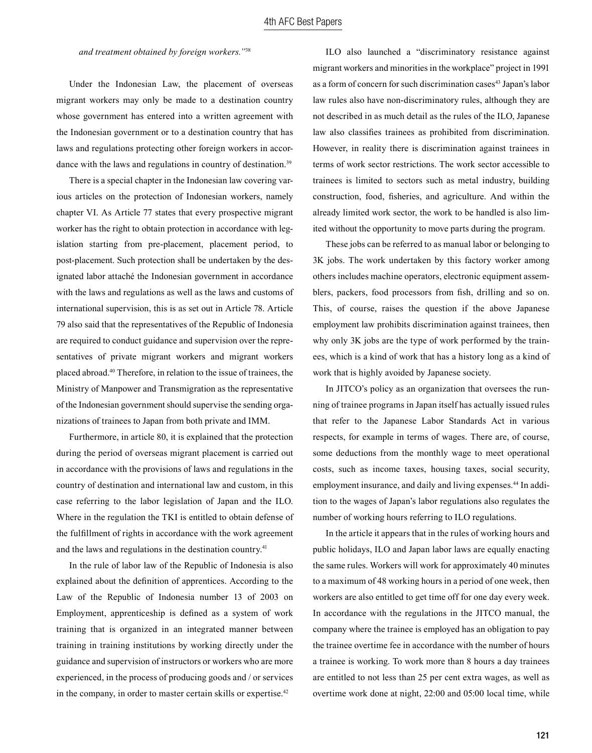*and treatment obtained by foreign workers."*[38]

Under the Indonesian Law, the placement of overseas migrant workers may only be made to a destination country whose government has entered into a written agreement with the Indonesian government or to a destination country that has laws and regulations protecting other foreign workers in accordance with the laws and regulations in country of destination.[39]

There is a special chapter in the Indonesian law covering various articles on the protection of Indonesian workers, namely chapter VI. As Article 77 states that every prospective migrant worker has the right to obtain protection in accordance with legislation starting from pre-placement, placement period, to post-placement. Such protection shall be undertaken by the designated labor attaché the Indonesian government in accordance with the laws and regulations as well as the laws and customs of international supervision, this is as set out in Article 78. Article 79 also said that the representatives of the Republic of Indonesia are required to conduct guidance and supervision over the representatives of private migrant workers and migrant workers placed abroad.[40] Therefore, in relation to the issue of trainees, the Ministry of Manpower and Transmigration as the representative of the Indonesian government should supervise the sending organizations of trainees to Japan from both private and IMM.

Furthermore, in article 80, it is explained that the protection during the period of overseas migrant placement is carried out in accordance with the provisions of laws and regulations in the country of destination and international law and custom, in this case referring to the labor legislation of Japan and the ILO. Where in the regulation the TKI is entitled to obtain defense of the fulfillment of rights in accordance with the work agreement and the laws and regulations in the destination country.[41]

In the rule of labor law of the Republic of Indonesia is also explained about the definition of apprentices. According to the Law of the Republic of Indonesia number 13 of 2003 on Employment, apprenticeship is defined as a system of work training that is organized in an integrated manner between training in training institutions by working directly under the guidance and supervision of instructors or workers who are more experienced, in the process of producing goods and / or services in the company, in order to master certain skills or expertise.[42]

ILO also launched a "discriminatory resistance against migrant workers and minorities in the workplace" project in 1991 as a form of concern for such discrimination cases[43] Japan's labor law rules also have non-discriminatory rules, although they are not described in as much detail as the rules of the ILO, Japanese law also classifies trainees as prohibited from discrimination. However, in reality there is discrimination against trainees in terms of work sector restrictions. The work sector accessible to trainees is limited to sectors such as metal industry, building construction, food, fisheries, and agriculture. And within the already limited work sector, the work to be handled is also limited without the opportunity to move parts during the program.

These jobs can be referred to as manual labor or belonging to 3K jobs. The work undertaken by this factory worker among others includes machine operators, electronic equipment assemblers, packers, food processors from fish, drilling and so on. This, of course, raises the question if the above Japanese employment law prohibits discrimination against trainees, then why only 3K jobs are the type of work performed by the trainees, which is a kind of work that has a history long as a kind of work that is highly avoided by Japanese society.

In JITCO's policy as an organization that oversees the running of trainee programs in Japan itself has actually issued rules that refer to the Japanese Labor Standards Act in various respects, for example in terms of wages. There are, of course, some deductions from the monthly wage to meet operational costs, such as income taxes, housing taxes, social security, employment insurance, and daily and living expenses.[44] In addition to the wages of Japan's labor regulations also regulates the number of working hours referring to ILO regulations.

In the article it appears that in the rules of working hours and public holidays, ILO and Japan labor laws are equally enacting the same rules. Workers will work for approximately 40 minutes to a maximum of 48 working hours in a period of one week, then workers are also entitled to get time off for one day every week. In accordance with the regulations in the JITCO manual, the company where the trainee is employed has an obligation to pay the trainee overtime fee in accordance with the number of hours a trainee is working. To work more than 8 hours a day trainees are entitled to not less than 25 per cent extra wages, as well as overtime work done at night, 22:00 and 05:00 local time, while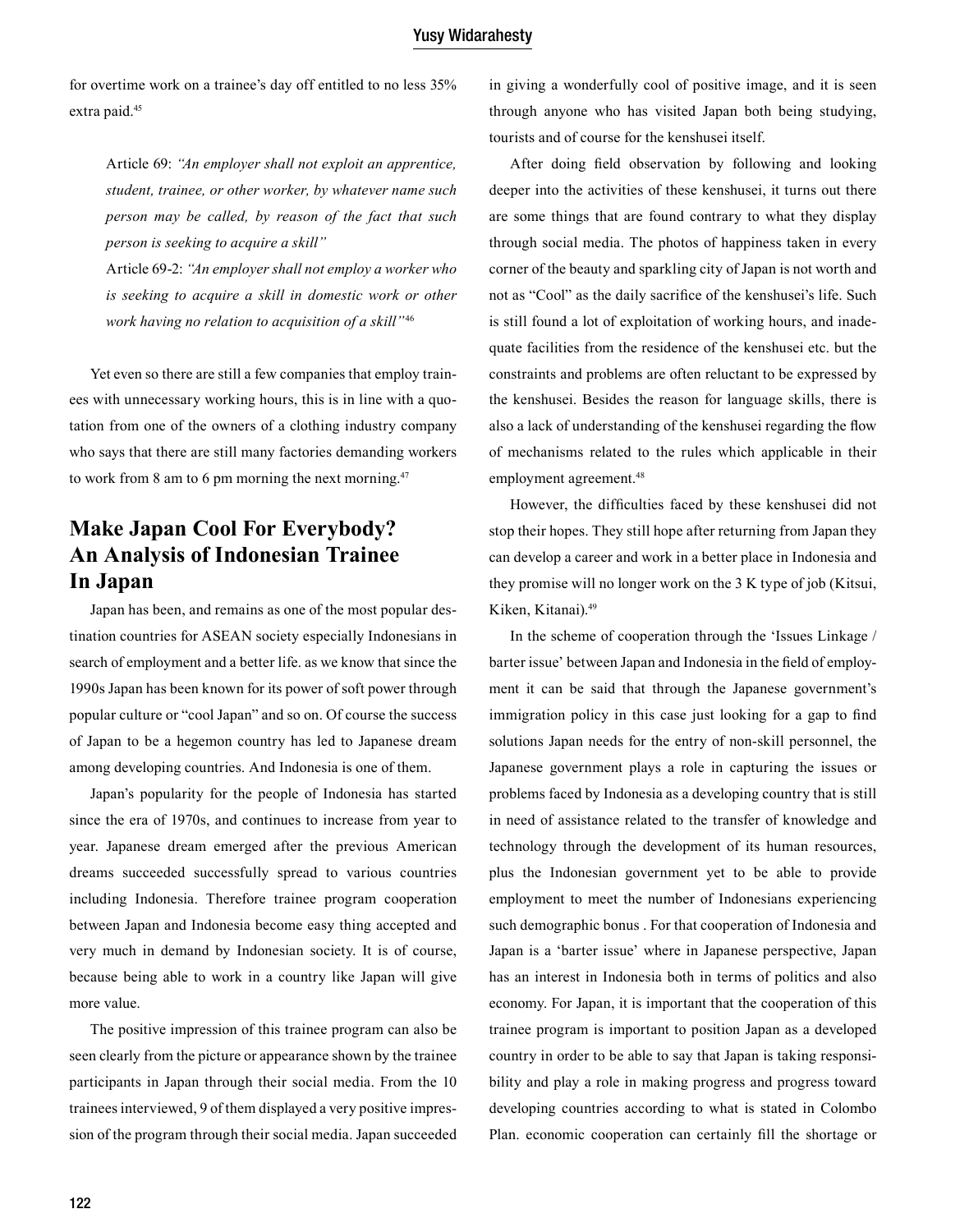for overtime work on a trainee's day off entitled to no less 35% extra paid.[45]

> Article 69: *"An employer shall not exploit an apprentice, student, trainee, or other worker, by whatever name such person may be called, by reason of the fact that such person is seeking to acquire a skill"*
>
> Article 69-2: *"An employer shall not employ a worker who is seeking to acquire a skill in domestic work or other work having no relation to acquisition of a skill"*[46]

Yet even so there are still a few companies that employ trainees with unnecessary working hours, this is in line with a quotation from one of the owners of a clothing industry company who says that there are still many factories demanding workers to work from 8 am to 6 pm morning the next morning.[47]

## Make Japan Cool For Everybody? An Analysis of Indonesian Trainee In Japan

Japan has been, and remains as one of the most popular destination countries for ASEAN society especially Indonesians in search of employment and a better life. as we know that since the 1990s Japan has been known for its power of soft power through popular culture or "cool Japan" and so on. Of course the success of Japan to be a hegemon country has led to Japanese dream among developing countries. And Indonesia is one of them.

Japan's popularity for the people of Indonesia has started since the era of 1970s, and continues to increase from year to year. Japanese dream emerged after the previous American dreams succeeded successfully spread to various countries including Indonesia. Therefore trainee program cooperation between Japan and Indonesia become easy thing accepted and very much in demand by Indonesian society. It is of course, because being able to work in a country like Japan will give more value.

The positive impression of this trainee program can also be seen clearly from the picture or appearance shown by the trainee participants in Japan through their social media. From the 10 trainees interviewed, 9 of them displayed a very positive impression of the program through their social media. Japan succeeded in giving a wonderfully cool of positive image, and it is seen through anyone who has visited Japan both being studying, tourists and of course for the kenshusei itself.

After doing field observation by following and looking deeper into the activities of these kenshusei, it turns out there are some things that are found contrary to what they display through social media. The photos of happiness taken in every corner of the beauty and sparkling city of Japan is not worth and not as "Cool" as the daily sacrifice of the kenshusei's life. Such is still found a lot of exploitation of working hours, and inadequate facilities from the residence of the kenshusei etc. but the constraints and problems are often reluctant to be expressed by the kenshusei. Besides the reason for language skills, there is also a lack of understanding of the kenshusei regarding the flow of mechanisms related to the rules which applicable in their employment agreement.[48]

However, the difficulties faced by these kenshusei did not stop their hopes. They still hope after returning from Japan they can develop a career and work in a better place in Indonesia and they promise will no longer work on the 3 K type of job (Kitsui, Kiken, Kitanai).[49]

In the scheme of cooperation through the 'Issues Linkage / barter issue' between Japan and Indonesia in the field of employment it can be said that through the Japanese government's immigration policy in this case just looking for a gap to find solutions Japan needs for the entry of non-skill personnel, the Japanese government plays a role in capturing the issues or problems faced by Indonesia as a developing country that is still in need of assistance related to the transfer of knowledge and technology through the development of its human resources, plus the Indonesian government yet to be able to provide employment to meet the number of Indonesians experiencing such demographic bonus . For that cooperation of Indonesia and Japan is a 'barter issue' where in Japanese perspective, Japan has an interest in Indonesia both in terms of politics and also economy. For Japan, it is important that the cooperation of this trainee program is important to position Japan as a developed country in order to be able to say that Japan is taking responsibility and play a role in making progress and progress toward developing countries according to what is stated in Colombo Plan. economic cooperation can certainly fill the shortage or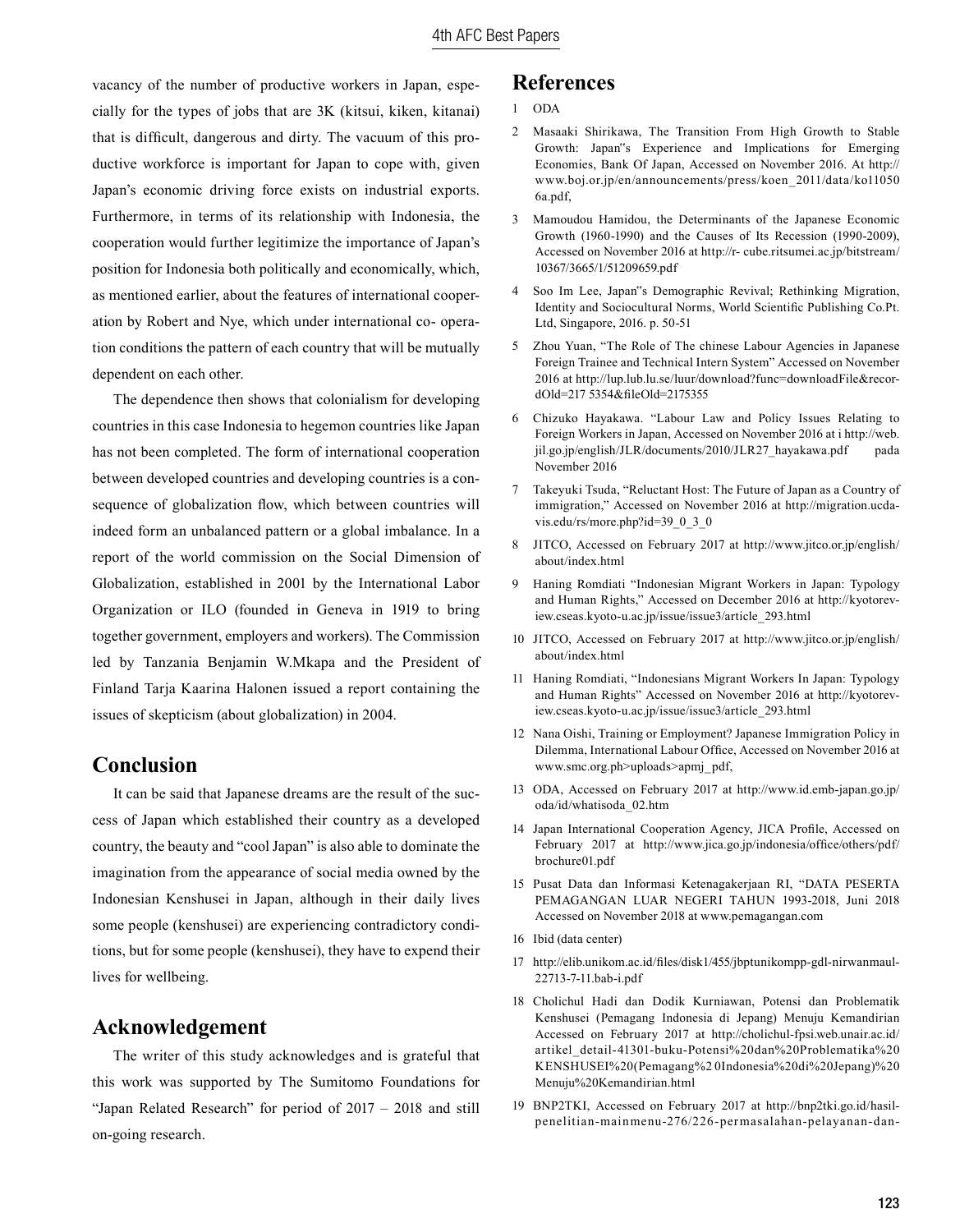vacancy of the number of productive workers in Japan, especially for the types of jobs that are 3K (kitsui, kiken, kitanai) that is difficult, dangerous and dirty. The vacuum of this productive workforce is important for Japan to cope with, given Japan's economic driving force exists on industrial exports. Furthermore, in terms of its relationship with Indonesia, the cooperation would further legitimize the importance of Japan's position for Indonesia both politically and economically, which, as mentioned earlier, about the features of international cooperation by Robert and Nye, which under international co- operation conditions the pattern of each country that will be mutually dependent on each other.

The dependence then shows that colonialism for developing countries in this case Indonesia to hegemon countries like Japan has not been completed. The form of international cooperation between developed countries and developing countries is a consequence of globalization flow, which between countries will indeed form an unbalanced pattern or a global imbalance. In a report of the world commission on the Social Dimension of Globalization, established in 2001 by the International Labor Organization or ILO (founded in Geneva in 1919 to bring together government, employers and workers). The Commission led by Tanzania Benjamin W.Mkapa and the President of Finland Tarja Kaarina Halonen issued a report containing the issues of skepticism (about globalization) in 2004.

## Conclusion

It can be said that Japanese dreams are the result of the success of Japan which established their country as a developed country, the beauty and "cool Japan" is also able to dominate the imagination from the appearance of social media owned by the Indonesian Kenshusei in Japan, although in their daily lives some people (kenshusei) are experiencing contradictory conditions, but for some people (kenshusei), they have to expend their lives for wellbeing.

## Acknowledgement

The writer of this study acknowledges and is grateful that this work was supported by The Sumitomo Foundations for "Japan Related Research" for period of 2017 – 2018 and still on-going research.

## References

1. ODA
2. Masaaki Shirikawa, The Transition From High Growth to Stable Growth: Japan‟s Experience and Implications for Emerging Economies, Bank Of Japan, Accessed on November 2016. At http://www.boj.or.jp/en/announcements/press/koen_2011/data/ko110506a.pdf,
3. Mamoudou Hamidou, the Determinants of the Japanese Economic Growth (1960-1990) and the Causes of Its Recession (1990-2009), Accessed on November 2016 at http://r- cube.ritsumei.ac.jp/bitstream/10367/3665/1/51209659.pdf
4. Soo Im Lee, Japan‟s Demographic Revival; Rethinking Migration, Identity and Sociocultural Norms, World Scientific Publishing Co.Pt. Ltd, Singapore, 2016. p. 50-51
5. Zhou Yuan, "The Role of The chinese Labour Agencies in Japanese Foreign Trainee and Technical Intern System" Accessed on November 2016 at http://lup.lub.lu.se/luur/download?func=downloadFile&recordOld=217 5354&fileOld=2175355
6. Chizuko Hayakawa. "Labour Law and Policy Issues Relating to Foreign Workers in Japan, Accessed on November 2016 at i http://web.jil.go.jp/english/JLR/documents/2010/JLR27_hayakawa.pdf pada November 2016
7. Takeyuki Tsuda, "Reluctant Host: The Future of Japan as a Country of immigration," Accessed on November 2016 at http://migration.ucdavis.edu/rs/more.php?id=39_0_3_0
8. JITCO, Accessed on February 2017 at http://www.jitco.or.jp/english/about/index.html
9. Haning Romdiati "Indonesian Migrant Workers in Japan: Typology and Human Rights," Accessed on December 2016 at http://kyotoreview.cseas.kyoto-u.ac.jp/issue/issue3/article_293.html
10. JITCO, Accessed on February 2017 at http://www.jitco.or.jp/english/about/index.html
11. Haning Romdiati, "Indonesians Migrant Workers In Japan: Typology and Human Rights" Accessed on November 2016 at http://kyotoreview.cseas.kyoto-u.ac.jp/issue/issue3/article_293.html
12. Nana Oishi, Training or Employment? Japanese Immigration Policy in Dilemma, International Labour Office, Accessed on November 2016 at www.smc.org.ph>uploads>apmj_pdf,
13. ODA, Accessed on February 2017 at http://www.id.emb-japan.go.jp/oda/id/whatisoda_02.htm
14. Japan International Cooperation Agency, JICA Profile, Accessed on February 2017 at http://www.jica.go.jp/indonesia/office/others/pdf/brochure01.pdf
15. Pusat Data dan Informasi Ketenagakerjaan RI, "DATA PESERTA PEMAGANGAN LUAR NEGERI TAHUN 1993-2018, Juni 2018 Accessed on November 2018 at www.pemagangan.com
16. Ibid (data center)
17. http://elib.unikom.ac.id/files/disk1/455/jbptunikompp-gdl-nirwanmaul-22713-7-11.bab-i.pdf
18. Cholichul Hadi dan Dodik Kurniawan, Potensi dan Problematik Kenshusei (Pemagang Indonesia di Jepang) Menuju Kemandirian Accessed on February 2017 at http://cholichul-fpsi.web.unair.ac.id/artikel_detail-41301-buku-Potensi%20dan%20Problematika%20KENSHUSEI%20(Pemagang%2 0Indonesia%20di%20Jepang)%20Menuju%20Kemandirian.html
19. BNP2TKI, Accessed on February 2017 at http://bnp2tki.go.id/hasil-penelitian-mainmenu-276/226-permasalahan-pelayanan-dan-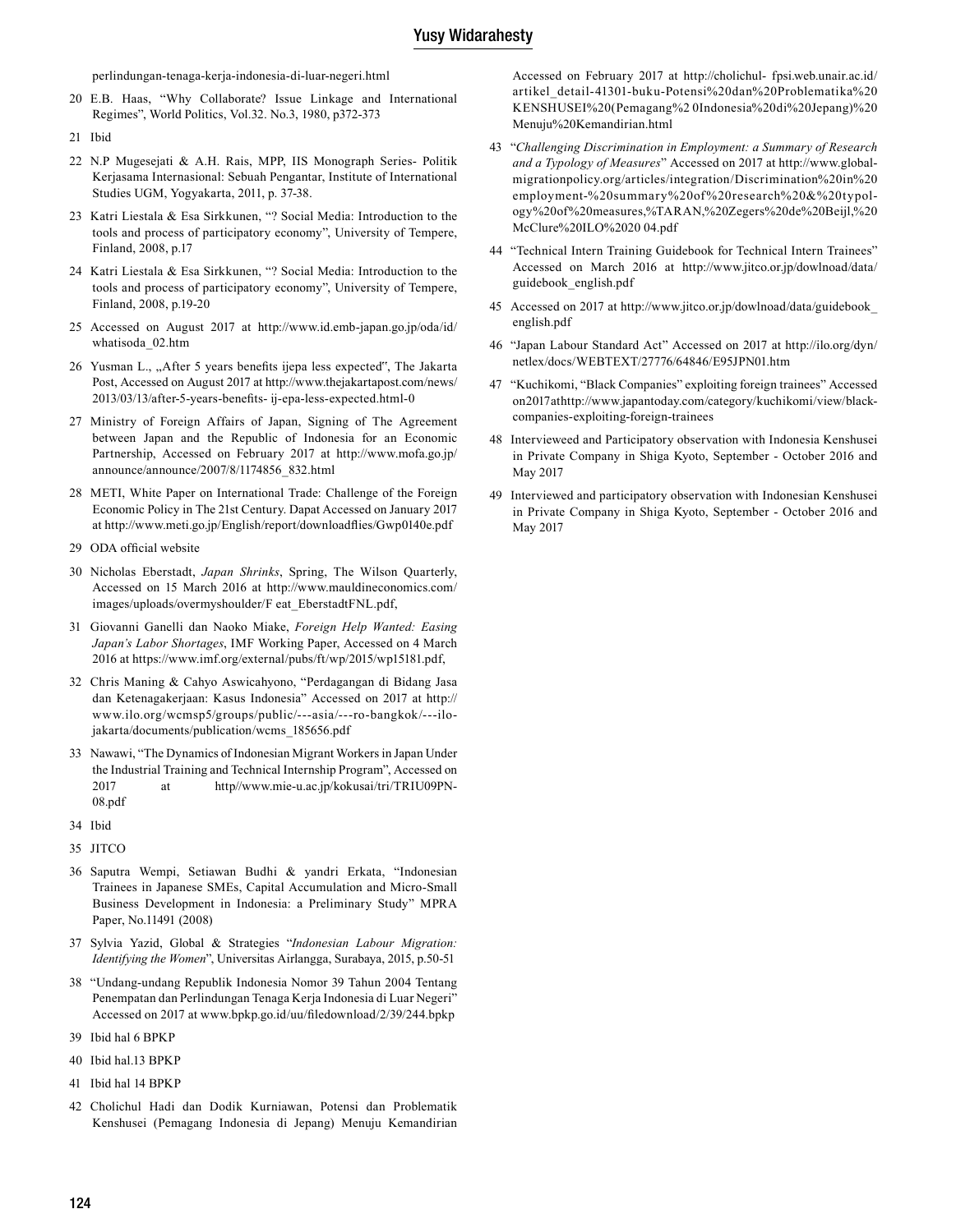perlindungan-tenaga-kerja-indonesia-di-luar-negeri.html

20 E.B. Haas, "Why Collaborate? Issue Linkage and International Regimes", World Politics, Vol.32. No.3, 1980, p372-373

21 Ibid

22 N.P Mugesejati & A.H. Rais, MPP, IIS Monograph Series- Politik Kerjasama Internasional: Sebuah Pengantar, Institute of International Studies UGM, Yogyakarta, 2011, p. 37-38.

23 Katri Liestala & Esa Sirkkunen, "? Social Media: Introduction to the tools and process of participatory economy", University of Tempere, Finland, 2008, p.17

24 Katri Liestala & Esa Sirkkunen, "? Social Media: Introduction to the tools and process of participatory economy", University of Tempere, Finland, 2008, p.19-20

25 Accessed on August 2017 at http://www.id.emb-japan.go.jp/oda/id/whatisoda_02.htm

26 Yusman L., „After 5 years benefits ijepa less expected", The Jakarta Post, Accessed on August 2017 at http://www.thejakartapost.com/news/2013/03/13/after-5-years-benefits- ij-epa-less-expected.html-0

27 Ministry of Foreign Affairs of Japan, Signing of The Agreement between Japan and the Republic of Indonesia for an Economic Partnership, Accessed on February 2017 at http://www.mofa.go.jp/announce/announce/2007/8/1174856_832.html

28 METI, White Paper on International Trade: Challenge of the Foreign Economic Policy in The 21st Century. Dapat Accessed on January 2017 at http://www.meti.go.jp/English/report/downloadflies/Gwp0140e.pdf

29 ODA official website

30 Nicholas Eberstadt, *Japan Shrinks*, Spring, The Wilson Quarterly, Accessed on 15 March 2016 at http://www.mauldineconomics.com/images/uploads/overmyshoulder/F eat_EberstadtFNL.pdf,

31 Giovanni Ganelli dan Naoko Miake, *Foreign Help Wanted: Easing Japan's Labor Shortages*, IMF Working Paper, Accessed on 4 March 2016 at https://www.imf.org/external/pubs/ft/wp/2015/wp15181.pdf,

32 Chris Maning & Cahyo Aswicahyono, "Perdagangan di Bidang Jasa dan Ketenagakerjaan: Kasus Indonesia" Accessed on 2017 at http://www.ilo.org/wcmsp5/groups/public/---asia/---ro-bangkok/---ilo-jakarta/documents/publication/wcms_185656.pdf

33 Nawawi, "The Dynamics of Indonesian Migrant Workers in Japan Under the Industrial Training and Technical Internship Program", Accessed on 2017 at http//www.mie-u.ac.jp/kokusai/tri/TRIU09PN-08.pdf

34 Ibid

35 JITCO

36 Saputra Wempi, Setiawan Budhi & yandri Erkata, "Indonesian Trainees in Japanese SMEs, Capital Accumulation and Micro-Small Business Development in Indonesia: a Preliminary Study" MPRA Paper, No.11491 (2008)

37 Sylvia Yazid, Global & Strategies "*Indonesian Labour Migration: Identifying the Women*", Universitas Airlangga, Surabaya, 2015, p.50-51

38 "Undang-undang Republik Indonesia Nomor 39 Tahun 2004 Tentang Penempatan dan Perlindungan Tenaga Kerja Indonesia di Luar Negeri" Accessed on 2017 at www.bpkp.go.id/uu/filedownload/2/39/244.bpkp

39 Ibid hal 6 BPKP

40 Ibid hal.13 BPKP

41 Ibid hal 14 BPKP

42 Cholichul Hadi dan Dodik Kurniawan, Potensi dan Problematik Kenshusei (Pemagang Indonesia di Jepang) Menuju Kemandirian Accessed on February 2017 at http://cholichul- fpsi.web.unair.ac.id/artikel_detail-41301-buku-Potensi%20dan%20Problematika%20KENSHUSEI%20(Pemagang%2 0Indonesia%20di%20Jepang)%20Menuju%20Kemandirian.html

43 "*Challenging Discrimination in Employment: a Summary of Research and a Typology of Measures*" Accessed on 2017 at http://www.global-migrationpolicy.org/articles/integration/Discrimination%20in%20employment-%20summary%20of%20research%20&%20typology%20of%20measures,%TARAN,%20Zegers%20de%20Beijl,%20McClure%20ILO%2020 04.pdf

44 "Technical Intern Training Guidebook for Technical Intern Trainees" Accessed on March 2016 at http://www.jitco.or.jp/dowlnoad/data/guidebook_english.pdf

45 Accessed on 2017 at http://www.jitco.or.jp/dowlnoad/data/guidebook_english.pdf

46 "Japan Labour Standard Act" Accessed on 2017 at http://ilo.org/dyn/netlex/docs/WEBTEXT/27776/64846/E95JPN01.htm

47 "Kuchikomi, "Black Companies" exploiting foreign trainees" Accessed on2017athttp://www.japantoday.com/category/kuchikomi/view/black-companies-exploiting-foreign-trainees

48 Intervieweed and Participatory observation with Indonesia Kenshusei in Private Company in Shiga Kyoto, September - October 2016 and May 2017

49 Interviewed and participatory observation with Indonesian Kenshusei in Private Company in Shiga Kyoto, September - October 2016 and May 2017